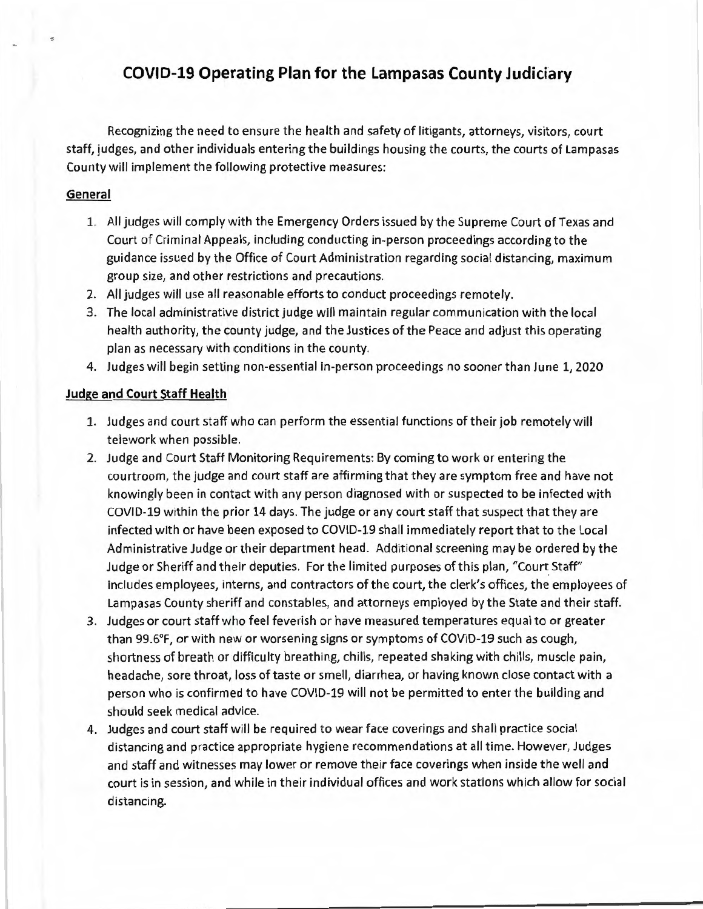# COVID-19 Operating Plan for the Lampasas County Judiciary

Recognizing the need to ensure the health and safety of litigants, attorneys, visitors, court staff, judges, and other individuals entering the buildings housing the courts, the courts of Lampasas County will implement the following protective measures:

## General

1. All judges will comply with the Emergency Orders issued by the Supreme Court of Texas and Court of Criminal Appeals, including conducting in-person proceedings according to the guidance issued by the Office of Court Administration regarding social distancing, maximum group size, and other restrictions and precautions.
2. All judges will use all reasonable efforts to conduct proceedings remotely.
3. The local administrative district judge will maintain regular communication with the local health authority, the county judge, and the Justices of the Peace and adjust this operating plan as necessary with conditions in the county.
4. Judges will begin setting non-essential in-person proceedings no sooner than June 1, 2020

## Judge and Court Staff Health

1. Judges and court staff who can perform the essential functions of their job remotely will telework when possible.
2. Judge and Court Staff Monitoring Requirements: By coming to work or entering the courtroom, the judge and court staff are affirming that they are symptom free and have not knowingly been in contact with any person diagnosed with or suspected to be infected with COVID-19 within the prior 14 days. The judge or any court staff that suspect that they are infected with or have been exposed to COVID-19 shall immediately report that to the Local Administrative Judge or their department head. Additional screening may be ordered by the Judge or Sheriff and their deputies. For the limited purposes of this plan, "Court Staff" includes employees, interns, and contractors of the court, the clerk's offices, the employees of Lampasas County sheriff and constables, and attorneys employed by the State and their staff.
3. Judges or court staff who feel feverish or have measured temperatures equal to or greater than 99.6°F, or with new or worsening signs or symptoms of COVID-19 such as cough, shortness of breath or difficulty breathing, chills, repeated shaking with chills, muscle pain, headache, sore throat, loss of taste or smell, diarrhea, or having known close contact with a person who is confirmed to have COVID-19 will not be permitted to enter the building and should seek medical advice.
4. Judges and court staff will be required to wear face coverings and shall practice social distancing and practice appropriate hygiene recommendations at all time. However, Judges and staff and witnesses may lower or remove their face coverings when inside the well and court is in session, and while in their individual offices and work stations which allow for social distancing.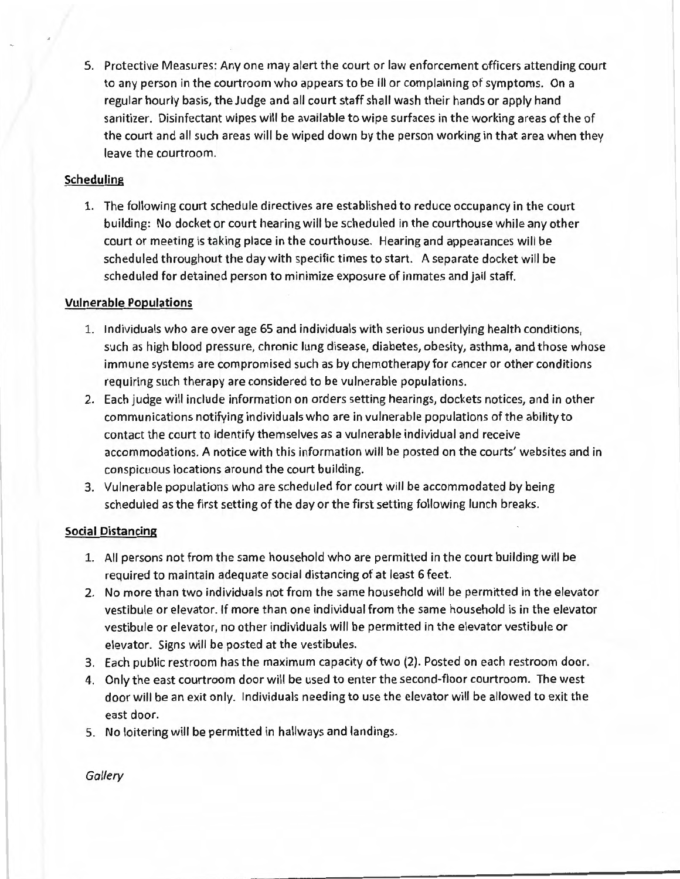5. Protective Measures: Any one may alert the court or law enforcement officers attending court to any person in the courtroom who appears to be ill or complaining of symptoms. On a regular hourly basis, the Judge and all court staff shall wash their hands or apply hand sanitizer. Disinfectant wipes will be available to wipe surfaces in the working areas of the of the court and all such areas will be wiped down by the person working in that area when they leave the courtroom.

**Scheduling**

1. The following court schedule directives are established to reduce occupancy in the court building: No docket or court hearing will be scheduled in the courthouse while any other court or meeting is taking place in the courthouse. Hearing and appearances will be scheduled throughout the day with specific times to start. A separate docket will be scheduled for detained person to minimize exposure of inmates and jail staff.

**Vulnerable Populations**

1. Individuals who are over age 65 and individuals with serious underlying health conditions, such as high blood pressure, chronic lung disease, diabetes, obesity, asthma, and those whose immune systems are compromised such as by chemotherapy for cancer or other conditions requiring such therapy are considered to be vulnerable populations.
2. Each judge will include information on orders setting hearings, dockets notices, and in other communications notifying individuals who are in vulnerable populations of the ability to contact the court to identify themselves as a vulnerable individual and receive accommodations. A notice with this information will be posted on the courts' websites and in conspicuous locations around the court building.
3. Vulnerable populations who are scheduled for court will be accommodated by being scheduled as the first setting of the day or the first setting following lunch breaks.

**Social Distancing**

1. All persons not from the same household who are permitted in the court building will be required to maintain adequate social distancing of at least 6 feet.
2. No more than two individuals not from the same household will be permitted in the elevator vestibule or elevator. If more than one individual from the same household is in the elevator vestibule or elevator, no other individuals will be permitted in the elevator vestibule or elevator. Signs will be posted at the vestibules.
3. Each public restroom has the maximum capacity of two (2). Posted on each restroom door.
4. Only the east courtroom door will be used to enter the second-floor courtroom. The west door will be an exit only. Individuals needing to use the elevator will be allowed to exit the east door.
5. No loitering will be permitted in hallways and landings.

*Gallery*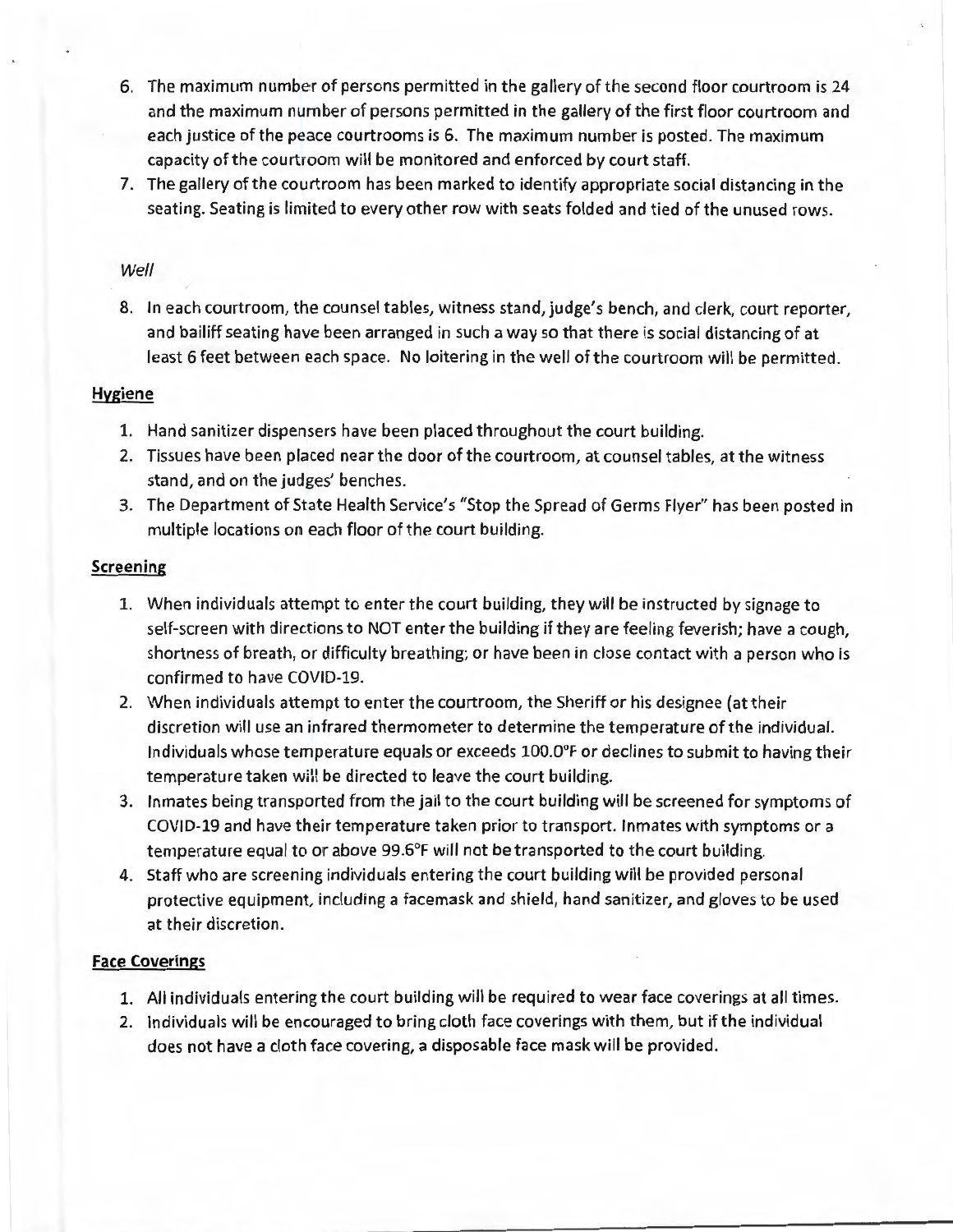6. The maximum number of persons permitted in the gallery of the second floor courtroom is 24 and the maximum number of persons permitted in the gallery of the first floor courtroom and each justice of the peace courtrooms is 6. The maximum number is posted. The maximum capacity of the courtroom will be monitored and enforced by court staff.
7. The gallery of the courtroom has been marked to identify appropriate social distancing in the seating. Seating is limited to every other row with seats folded and tied of the unused rows.

*Well*

8. In each courtroom, the counsel tables, witness stand, judge's bench, and clerk, court reporter, and bailiff seating have been arranged in such a way so that there is social distancing of at least 6 feet between each space. No loitering in the well of the courtroom will be permitted.

**Hygiene**

1. Hand sanitizer dispensers have been placed throughout the court building.
2. Tissues have been placed near the door of the courtroom, at counsel tables, at the witness stand, and on the judges' benches.
3. The Department of State Health Service's "Stop the Spread of Germs Flyer" has been posted in multiple locations on each floor of the court building.

**Screening**

1. When individuals attempt to enter the court building, they will be instructed by signage to self-screen with directions to NOT enter the building if they are feeling feverish; have a cough, shortness of breath, or difficulty breathing; or have been in close contact with a person who is confirmed to have COVID-19.
2. When individuals attempt to enter the courtroom, the Sheriff or his designee (at their discretion will use an infrared thermometer to determine the temperature of the individual. Individuals whose temperature equals or exceeds 100.0°F or declines to submit to having their temperature taken will be directed to leave the court building.
3. Inmates being transported from the jail to the court building will be screened for symptoms of COVID-19 and have their temperature taken prior to transport. Inmates with symptoms or a temperature equal to or above 99.6°F will not be transported to the court building.
4. Staff who are screening individuals entering the court building will be provided personal protective equipment, including a facemask and shield, hand sanitizer, and gloves to be used at their discretion.

**Face Coverings**

1. All individuals entering the court building will be required to wear face coverings at all times.
2. Individuals will be encouraged to bring cloth face coverings with them, but if the individual does not have a cloth face covering, a disposable face mask will be provided.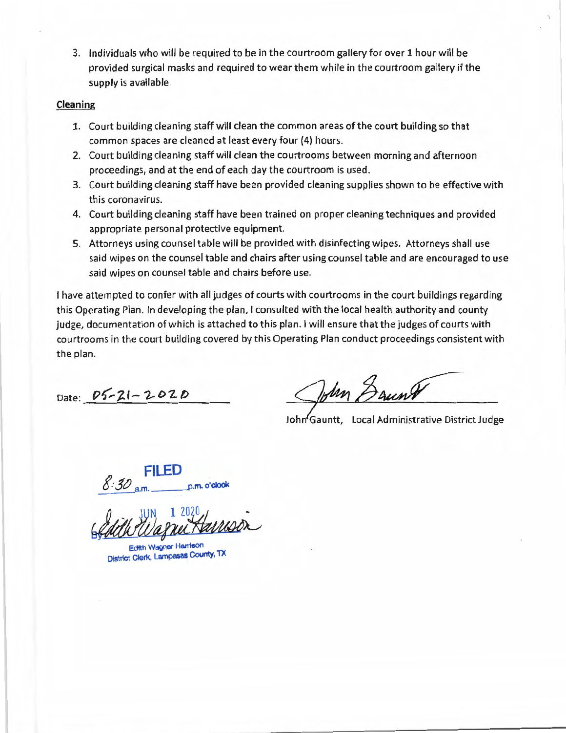3. Individuals who will be required to be in the courtroom gallery for over 1 hour will be provided surgical masks and required to wear them while in the courtroom gallery if the supply is available.

**Cleaning**

1. Court building cleaning staff will clean the common areas of the court building so that common spaces are cleaned at least every four (4) hours.
2. Court building cleaning staff will clean the courtrooms between morning and afternoon proceedings, and at the end of each day the courtroom is used.
3. Court building cleaning staff have been provided cleaning supplies shown to be effective with this coronavirus.
4. Court building cleaning staff have been trained on proper cleaning techniques and provided appropriate personal protective equipment.
5. Attorneys using counsel table will be provided with disinfecting wipes. Attorneys shall use said wipes on the counsel table and chairs after using counsel table and are encouraged to use said wipes on counsel table and chairs before use.

I have attempted to confer with all judges of courts with courtrooms in the court buildings regarding this Operating Plan. In developing the plan, I consulted with the local health authority and county judge, documentation of which is attached to this plan. I will ensure that the judges of courts with courtrooms in the court building covered by this Operating Plan conduct proceedings consistent with the plan.

Date: 05-21-2020

John Gauntt

John Gauntt, Local Administrative District Judge

FILED
8:30 a.m. _______ p.m. o'clock

JUN 1 2020

By Edith Wagner Harrison

Edith Wagner Harrison
District Clerk, Lampasas County, TX